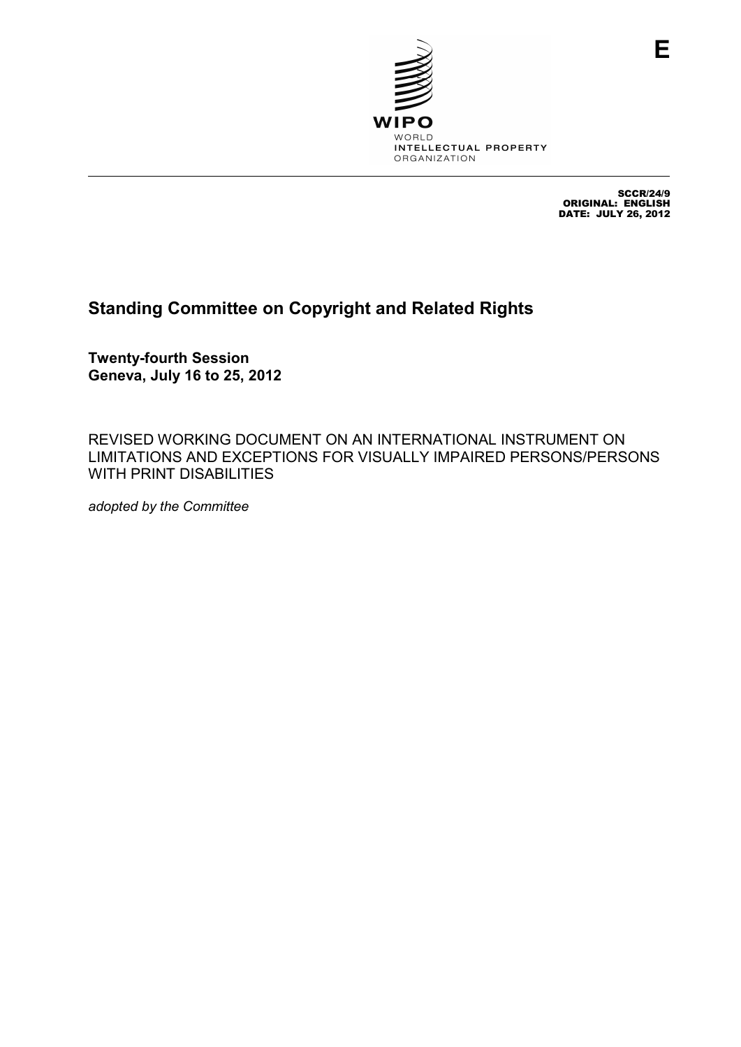WIPO

WORLD INTELLECTUAL PROPERTY ORGANIZATION

E

SCCR/24/9
ORIGINAL: ENGLISH
DATE: JULY 26, 2012

# Standing Committee on Copyright and Related Rights

**Twenty-fourth Session**
**Geneva, July 16 to 25, 2012**

REVISED WORKING DOCUMENT ON AN INTERNATIONAL INSTRUMENT ON LIMITATIONS AND EXCEPTIONS FOR VISUALLY IMPAIRED PERSONS/PERSONS WITH PRINT DISABILITIES

*adopted by the Committee*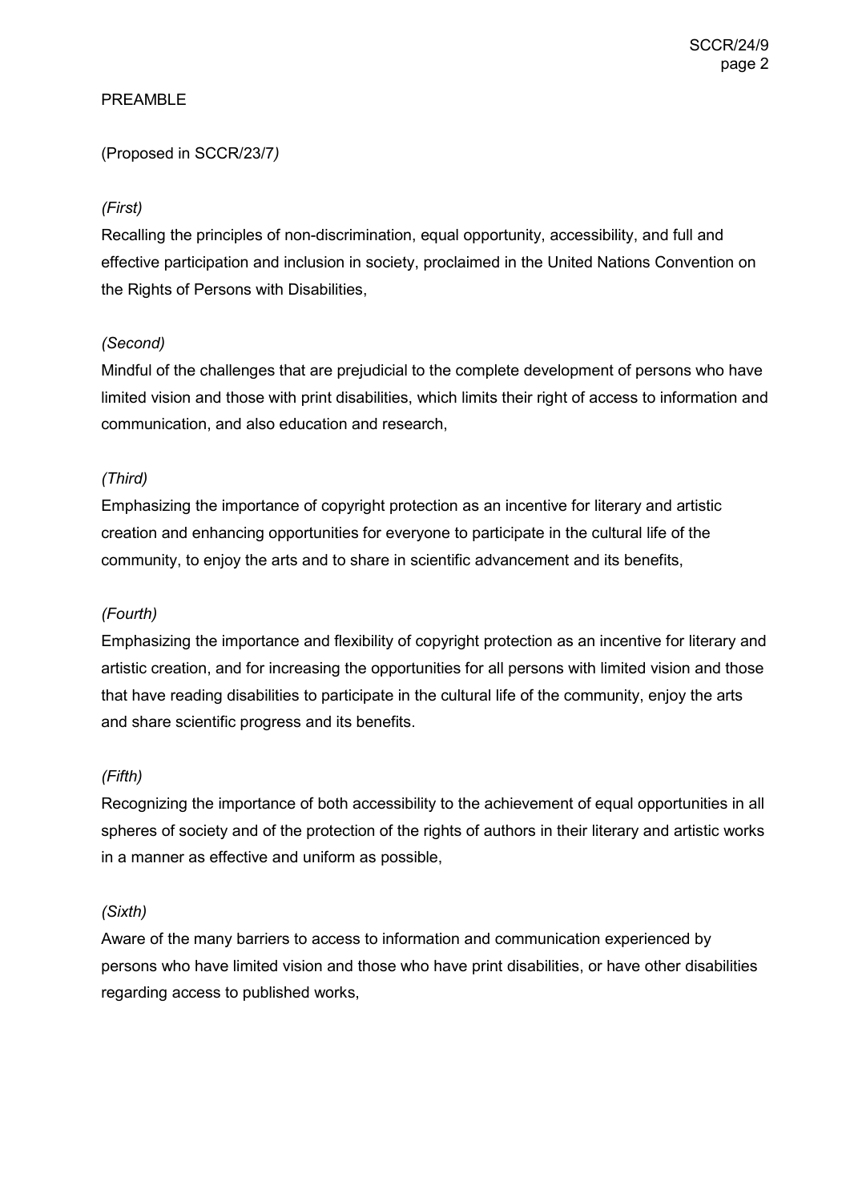PREAMBLE

(Proposed in SCCR/23/7*)*

*(First)*

Recalling the principles of non-discrimination, equal opportunity, accessibility, and full and effective participation and inclusion in society, proclaimed in the United Nations Convention on the Rights of Persons with Disabilities,

*(Second)*

Mindful of the challenges that are prejudicial to the complete development of persons who have limited vision and those with print disabilities, which limits their right of access to information and communication, and also education and research,

*(Third)*

Emphasizing the importance of copyright protection as an incentive for literary and artistic creation and enhancing opportunities for everyone to participate in the cultural life of the community, to enjoy the arts and to share in scientific advancement and its benefits,

*(Fourth)*

Emphasizing the importance and flexibility of copyright protection as an incentive for literary and artistic creation, and for increasing the opportunities for all persons with limited vision and those that have reading disabilities to participate in the cultural life of the community, enjoy the arts and share scientific progress and its benefits.

*(Fifth)*

Recognizing the importance of both accessibility to the achievement of equal opportunities in all spheres of society and of the protection of the rights of authors in their literary and artistic works in a manner as effective and uniform as possible,

*(Sixth)*

Aware of the many barriers to access to information and communication experienced by persons who have limited vision and those who have print disabilities, or have other disabilities regarding access to published works,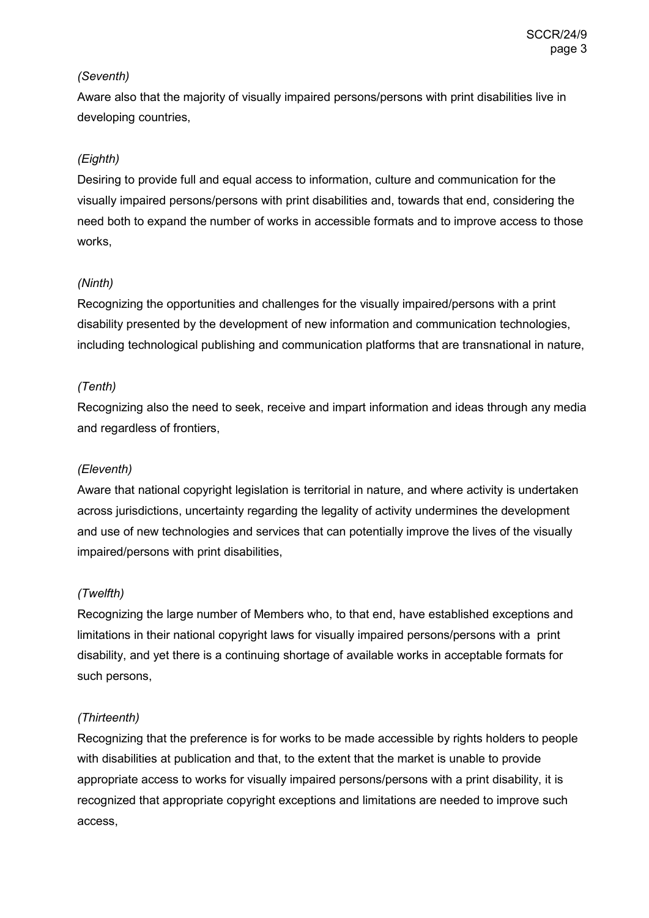*(Seventh)*

Aware also that the majority of visually impaired persons/persons with print disabilities live in developing countries,

*(Eighth)*

Desiring to provide full and equal access to information, culture and communication for the visually impaired persons/persons with print disabilities and, towards that end, considering the need both to expand the number of works in accessible formats and to improve access to those works,

*(Ninth)*

Recognizing the opportunities and challenges for the visually impaired/persons with a print disability presented by the development of new information and communication technologies, including technological publishing and communication platforms that are transnational in nature,

*(Tenth)*

Recognizing also the need to seek, receive and impart information and ideas through any media and regardless of frontiers,

*(Eleventh)*

Aware that national copyright legislation is territorial in nature, and where activity is undertaken across jurisdictions, uncertainty regarding the legality of activity undermines the development and use of new technologies and services that can potentially improve the lives of the visually impaired/persons with print disabilities,

*(Twelfth)*

Recognizing the large number of Members who, to that end, have established exceptions and limitations in their national copyright laws for visually impaired persons/persons with a print disability, and yet there is a continuing shortage of available works in acceptable formats for such persons,

*(Thirteenth)*

Recognizing that the preference is for works to be made accessible by rights holders to people with disabilities at publication and that, to the extent that the market is unable to provide appropriate access to works for visually impaired persons/persons with a print disability, it is recognized that appropriate copyright exceptions and limitations are needed to improve such access,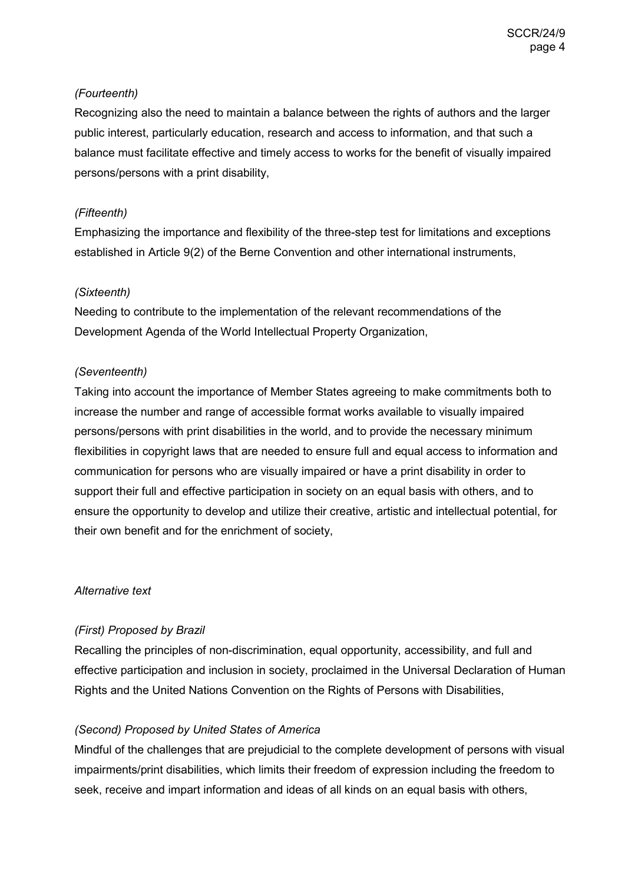*(Fourteenth)*
Recognizing also the need to maintain a balance between the rights of authors and the larger public interest, particularly education, research and access to information, and that such a balance must facilitate effective and timely access to works for the benefit of visually impaired persons/persons with a print disability,

*(Fifteenth)*
Emphasizing the importance and flexibility of the three-step test for limitations and exceptions established in Article 9(2) of the Berne Convention and other international instruments,

*(Sixteenth)*
Needing to contribute to the implementation of the relevant recommendations of the Development Agenda of the World Intellectual Property Organization,

*(Seventeenth)*
Taking into account the importance of Member States agreeing to make commitments both to increase the number and range of accessible format works available to visually impaired persons/persons with print disabilities in the world, and to provide the necessary minimum flexibilities in copyright laws that are needed to ensure full and equal access to information and communication for persons who are visually impaired or have a print disability in order to support their full and effective participation in society on an equal basis with others, and to ensure the opportunity to develop and utilize their creative, artistic and intellectual potential, for their own benefit and for the enrichment of society,

*Alternative text*

*(First) Proposed by Brazil*
Recalling the principles of non-discrimination, equal opportunity, accessibility, and full and effective participation and inclusion in society, proclaimed in the Universal Declaration of Human Rights and the United Nations Convention on the Rights of Persons with Disabilities,

*(Second) Proposed by United States of America*
Mindful of the challenges that are prejudicial to the complete development of persons with visual impairments/print disabilities, which limits their freedom of expression including the freedom to seek, receive and impart information and ideas of all kinds on an equal basis with others,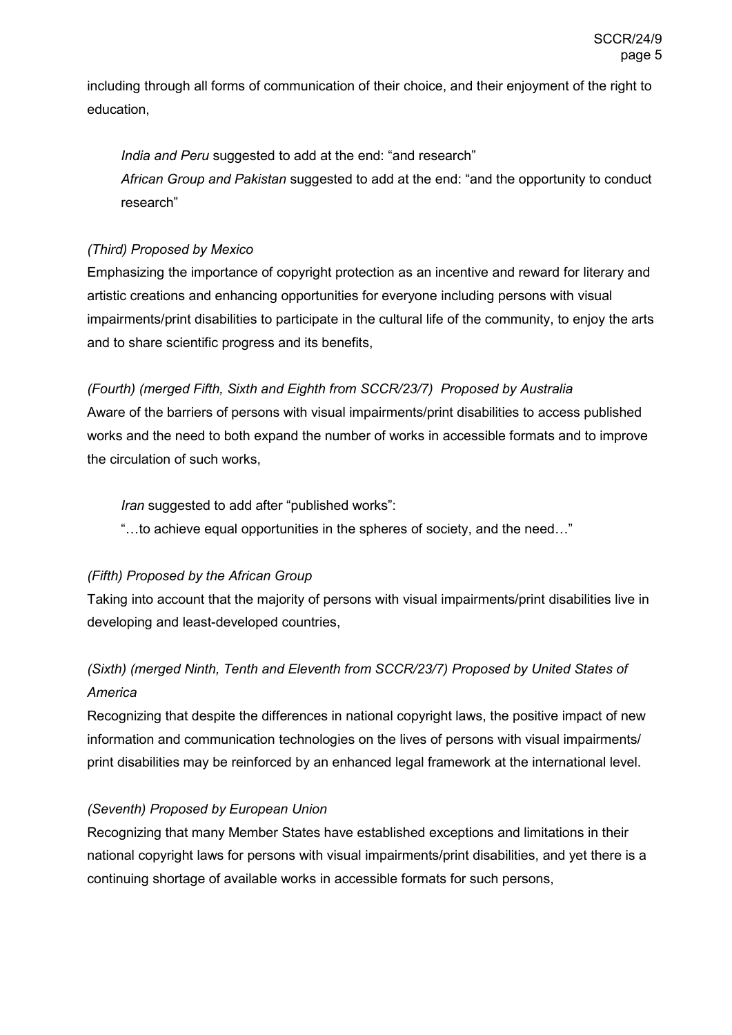including through all forms of communication of their choice, and their enjoyment of the right to education,

> *India and Peru* suggested to add at the end: “and research”
> *African Group and Pakistan* suggested to add at the end: “and the opportunity to conduct research”

*(Third) Proposed by Mexico*

Emphasizing the importance of copyright protection as an incentive and reward for literary and artistic creations and enhancing opportunities for everyone including persons with visual impairments/print disabilities to participate in the cultural life of the community, to enjoy the arts and to share scientific progress and its benefits,

*(Fourth) (merged Fifth, Sixth and Eighth from SCCR/23/7) Proposed by Australia*

Aware of the barriers of persons with visual impairments/print disabilities to access published works and the need to both expand the number of works in accessible formats and to improve the circulation of such works,

> *Iran* suggested to add after “published works”:
> “…to achieve equal opportunities in the spheres of society, and the need…”

*(Fifth) Proposed by the African Group*

Taking into account that the majority of persons with visual impairments/print disabilities live in developing and least-developed countries,

*(Sixth) (merged Ninth, Tenth and Eleventh from SCCR/23/7) Proposed by United States of America*

Recognizing that despite the differences in national copyright laws, the positive impact of new information and communication technologies on the lives of persons with visual impairments/ print disabilities may be reinforced by an enhanced legal framework at the international level.

*(Seventh) Proposed by European Union*

Recognizing that many Member States have established exceptions and limitations in their national copyright laws for persons with visual impairments/print disabilities, and yet there is a continuing shortage of available works in accessible formats for such persons,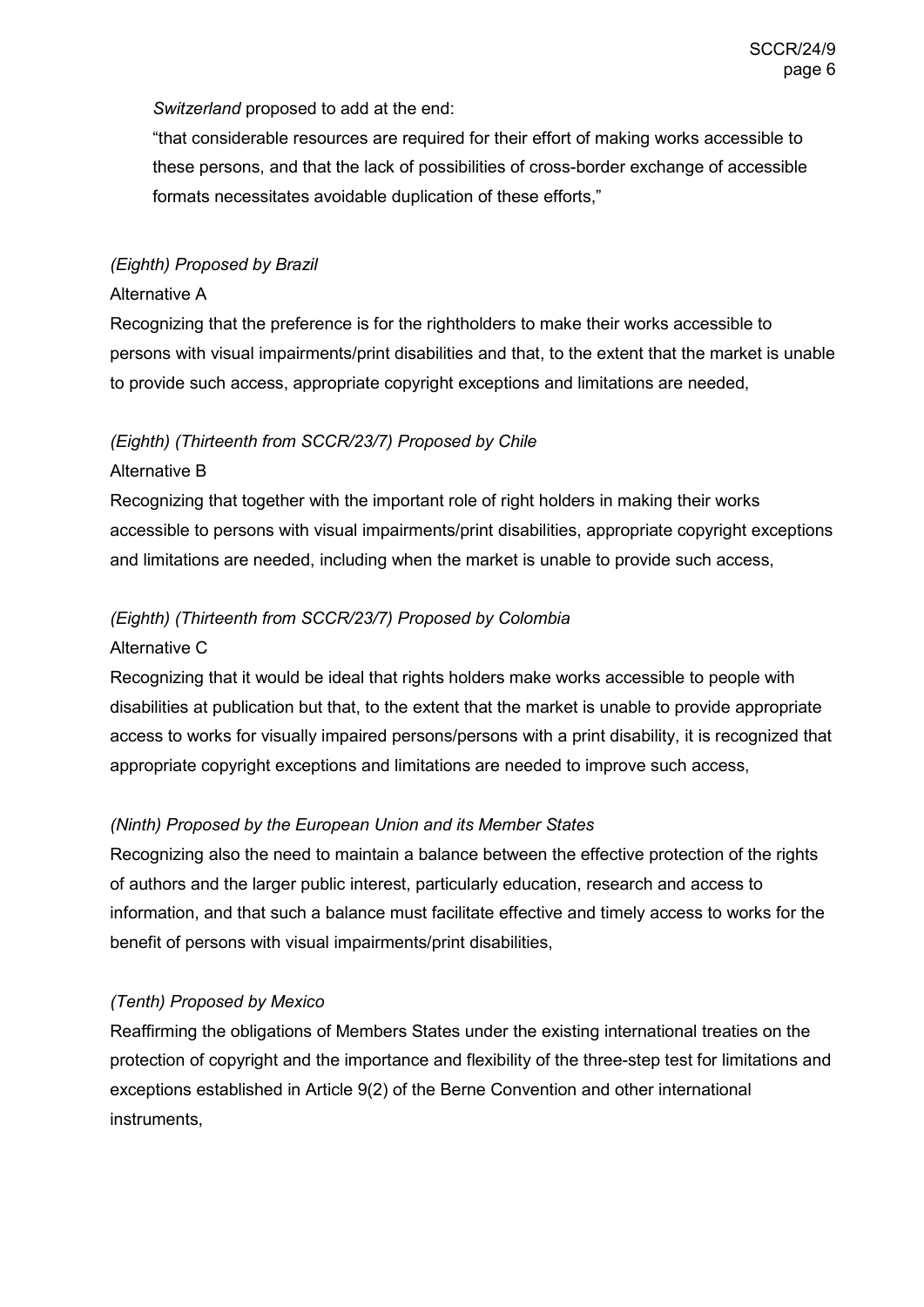*Switzerland* proposed to add at the end:

"that considerable resources are required for their effort of making works accessible to these persons, and that the lack of possibilities of cross-border exchange of accessible formats necessitates avoidable duplication of these efforts,"

*(Eighth) Proposed by Brazil*

Alternative A

Recognizing that the preference is for the rightholders to make their works accessible to persons with visual impairments/print disabilities and that, to the extent that the market is unable to provide such access, appropriate copyright exceptions and limitations are needed,

*(Eighth) (Thirteenth from SCCR/23/7) Proposed by Chile*

Alternative B

Recognizing that together with the important role of right holders in making their works accessible to persons with visual impairments/print disabilities, appropriate copyright exceptions and limitations are needed, including when the market is unable to provide such access,

*(Eighth) (Thirteenth from SCCR/23/7) Proposed by Colombia*

Alternative C

Recognizing that it would be ideal that rights holders make works accessible to people with disabilities at publication but that, to the extent that the market is unable to provide appropriate access to works for visually impaired persons/persons with a print disability, it is recognized that appropriate copyright exceptions and limitations are needed to improve such access,

*(Ninth) Proposed by the European Union and its Member States*

Recognizing also the need to maintain a balance between the effective protection of the rights of authors and the larger public interest, particularly education, research and access to information, and that such a balance must facilitate effective and timely access to works for the benefit of persons with visual impairments/print disabilities,

*(Tenth) Proposed by Mexico*

Reaffirming the obligations of Members States under the existing international treaties on the protection of copyright and the importance and flexibility of the three-step test for limitations and exceptions established in Article 9(2) of the Berne Convention and other international instruments,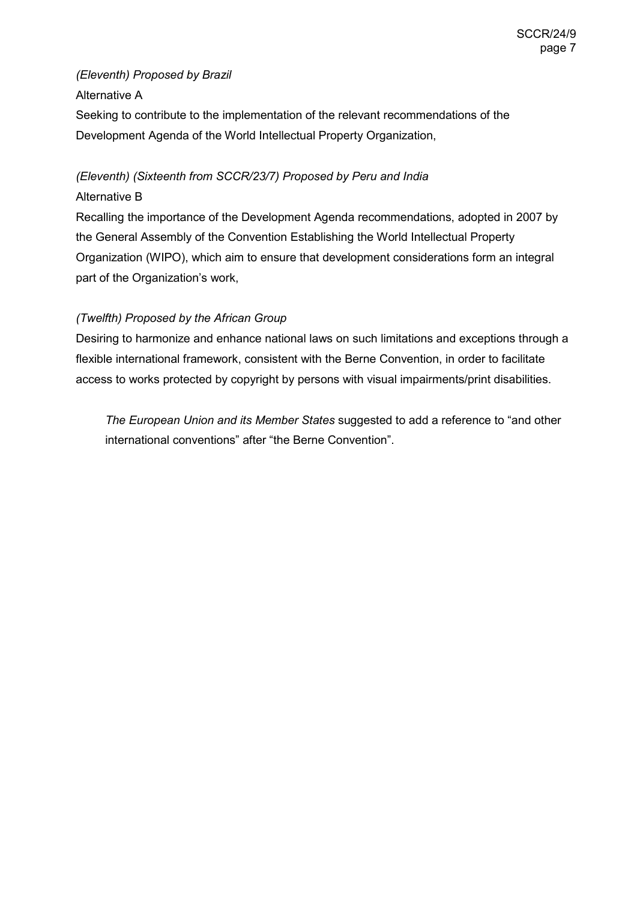*(Eleventh) Proposed by Brazil*

Alternative A

Seeking to contribute to the implementation of the relevant recommendations of the Development Agenda of the World Intellectual Property Organization,

*(Eleventh) (Sixteenth from SCCR/23/7) Proposed by Peru and India*

Alternative B

Recalling the importance of the Development Agenda recommendations, adopted in 2007 by the General Assembly of the Convention Establishing the World Intellectual Property Organization (WIPO), which aim to ensure that development considerations form an integral part of the Organization's work,

*(Twelfth) Proposed by the African Group*

Desiring to harmonize and enhance national laws on such limitations and exceptions through a flexible international framework, consistent with the Berne Convention, in order to facilitate access to works protected by copyright by persons with visual impairments/print disabilities.

> *The European Union and its Member States* suggested to add a reference to "and other international conventions" after "the Berne Convention".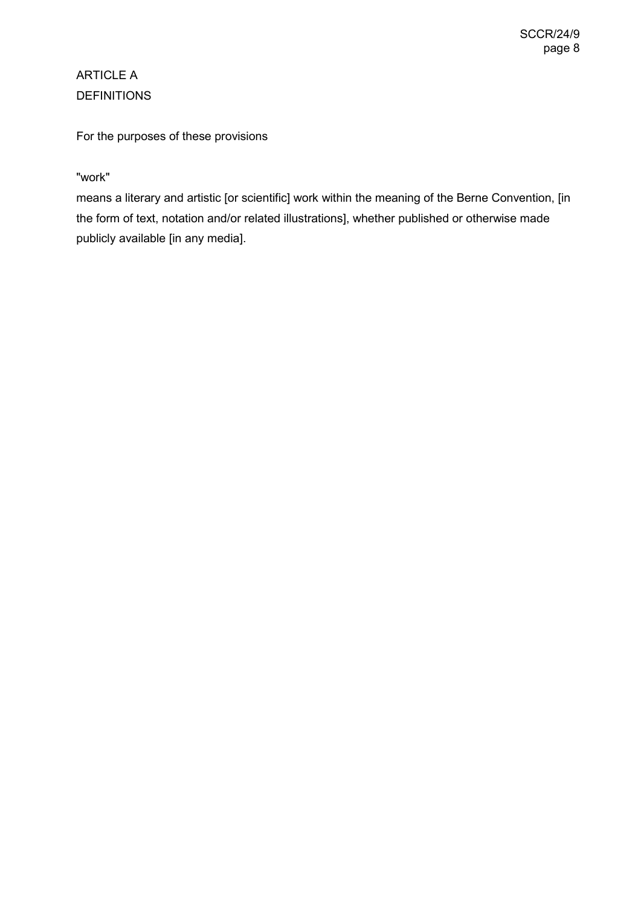## ARTICLE A
## DEFINITIONS

For the purposes of these provisions

"work"

means a literary and artistic [or scientific] work within the meaning of the Berne Convention, [in the form of text, notation and/or related illustrations], whether published or otherwise made publicly available [in any media].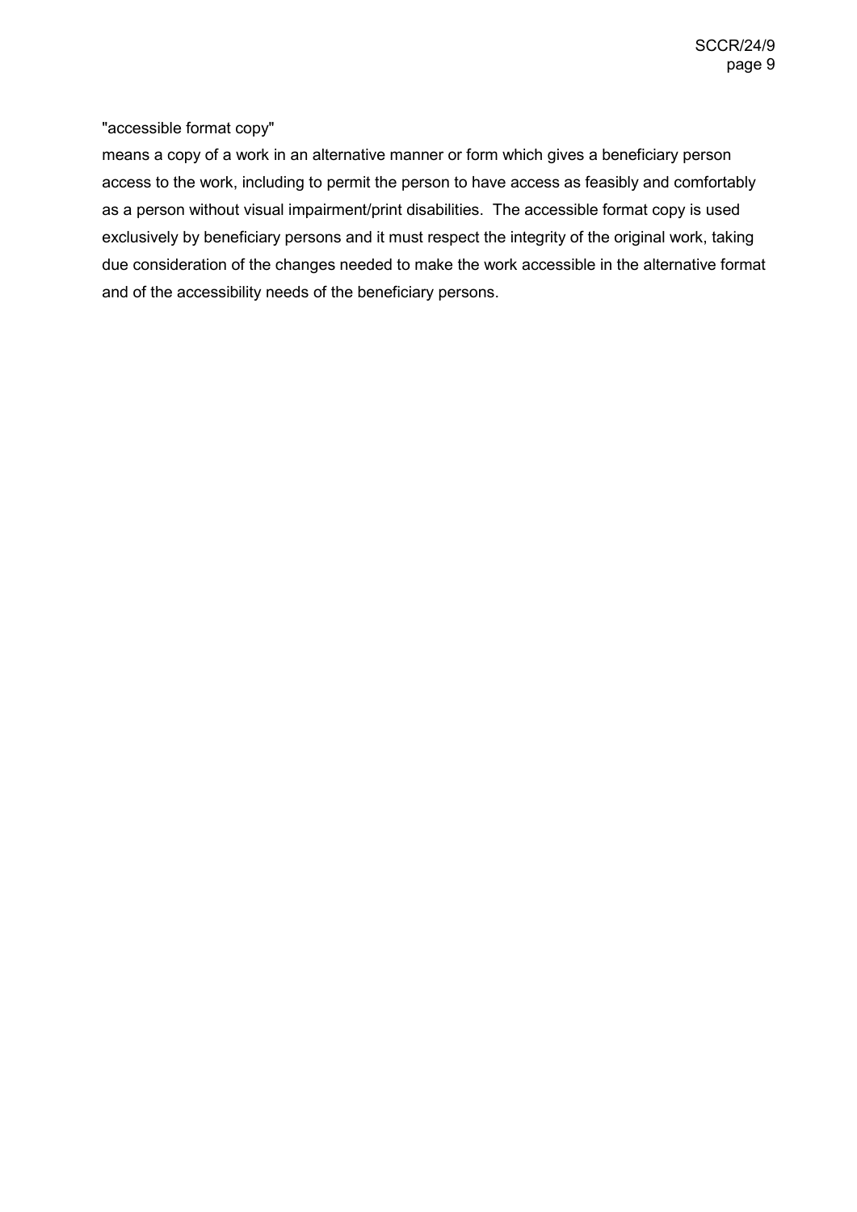"accessible format copy"

means a copy of a work in an alternative manner or form which gives a beneficiary person access to the work, including to permit the person to have access as feasibly and comfortably as a person without visual impairment/print disabilities. The accessible format copy is used exclusively by beneficiary persons and it must respect the integrity of the original work, taking due consideration of the changes needed to make the work accessible in the alternative format and of the accessibility needs of the beneficiary persons.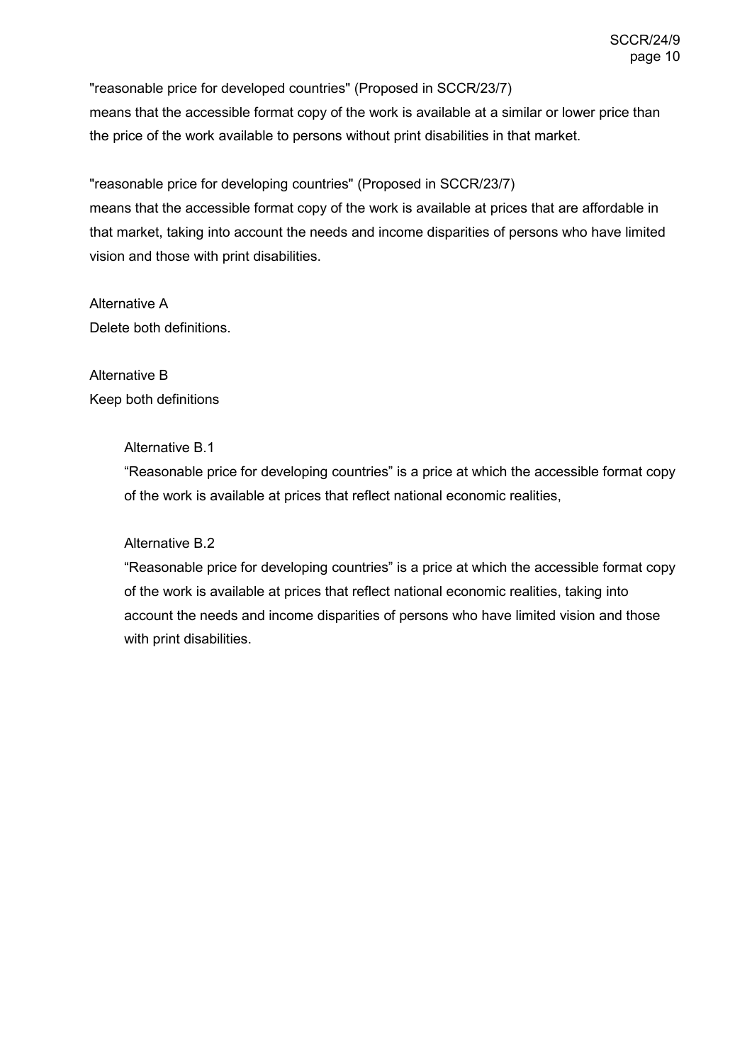"reasonable price for developed countries" (Proposed in SCCR/23/7)
means that the accessible format copy of the work is available at a similar or lower price than the price of the work available to persons without print disabilities in that market.

"reasonable price for developing countries" (Proposed in SCCR/23/7)
means that the accessible format copy of the work is available at prices that are affordable in that market, taking into account the needs and income disparities of persons who have limited vision and those with print disabilities.

Alternative A
Delete both definitions.

Alternative B
Keep both definitions

> Alternative B.1
> "Reasonable price for developing countries" is a price at which the accessible format copy of the work is available at prices that reflect national economic realities,
>
> Alternative B.2
> "Reasonable price for developing countries" is a price at which the accessible format copy of the work is available at prices that reflect national economic realities, taking into account the needs and income disparities of persons who have limited vision and those with print disabilities.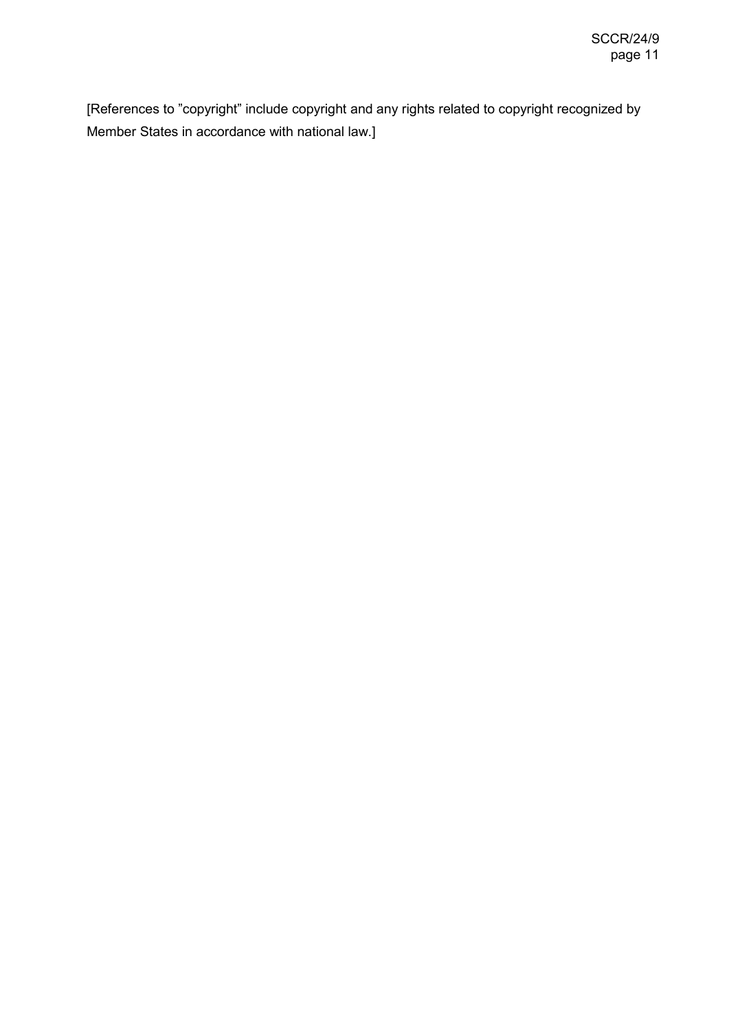[References to ”copyright” include copyright and any rights related to copyright recognized by Member States in accordance with national law.]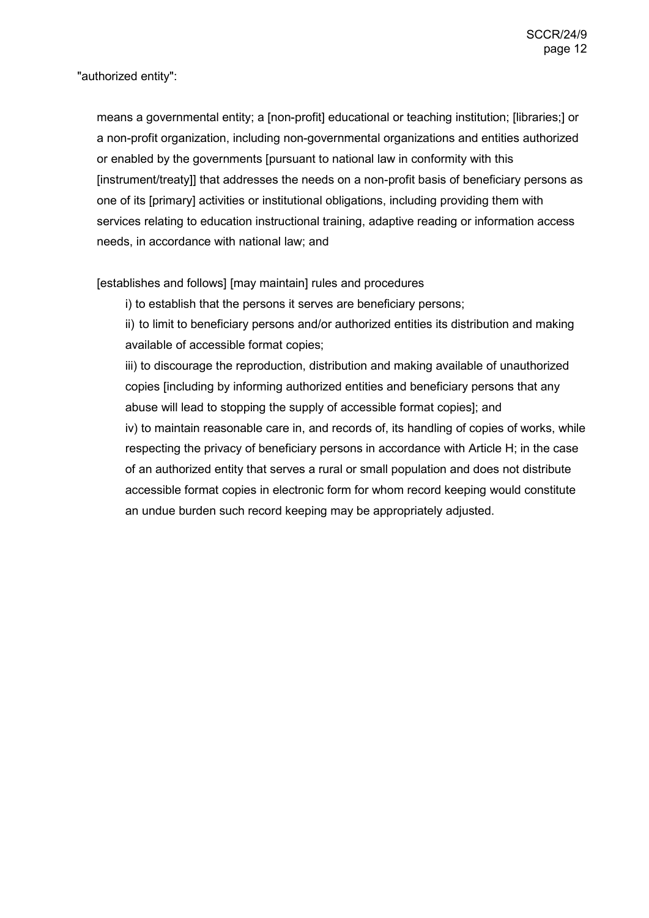"authorized entity":

means a governmental entity; a [non-profit] educational or teaching institution; [libraries;] or a non-profit organization, including non-governmental organizations and entities authorized or enabled by the governments [pursuant to national law in conformity with this [instrument/treaty]] that addresses the needs on a non-profit basis of beneficiary persons as one of its [primary] activities or institutional obligations, including providing them with services relating to education instructional training, adaptive reading or information access needs, in accordance with national law; and

[establishes and follows] [may maintain] rules and procedures

i) to establish that the persons it serves are beneficiary persons;

ii) to limit to beneficiary persons and/or authorized entities its distribution and making available of accessible format copies;

iii) to discourage the reproduction, distribution and making available of unauthorized copies [including by informing authorized entities and beneficiary persons that any abuse will lead to stopping the supply of accessible format copies]; and

iv) to maintain reasonable care in, and records of, its handling of copies of works, while respecting the privacy of beneficiary persons in accordance with Article H; in the case of an authorized entity that serves a rural or small population and does not distribute accessible format copies in electronic form for whom record keeping would constitute an undue burden such record keeping may be appropriately adjusted.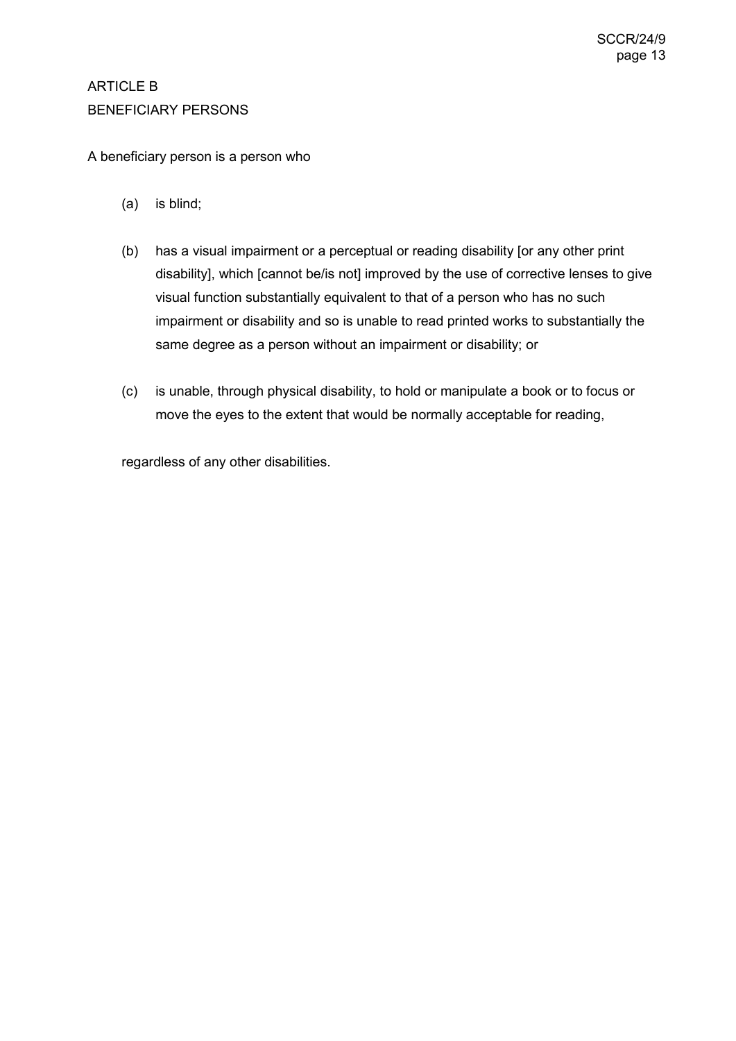## ARTICLE B
## BENEFICIARY PERSONS

A beneficiary person is a person who

(a) is blind;

(b) has a visual impairment or a perceptual or reading disability [or any other print disability], which [cannot be/is not] improved by the use of corrective lenses to give visual function substantially equivalent to that of a person who has no such impairment or disability and so is unable to read printed works to substantially the same degree as a person without an impairment or disability; or

(c) is unable, through physical disability, to hold or manipulate a book or to focus or move the eyes to the extent that would be normally acceptable for reading,

regardless of any other disabilities.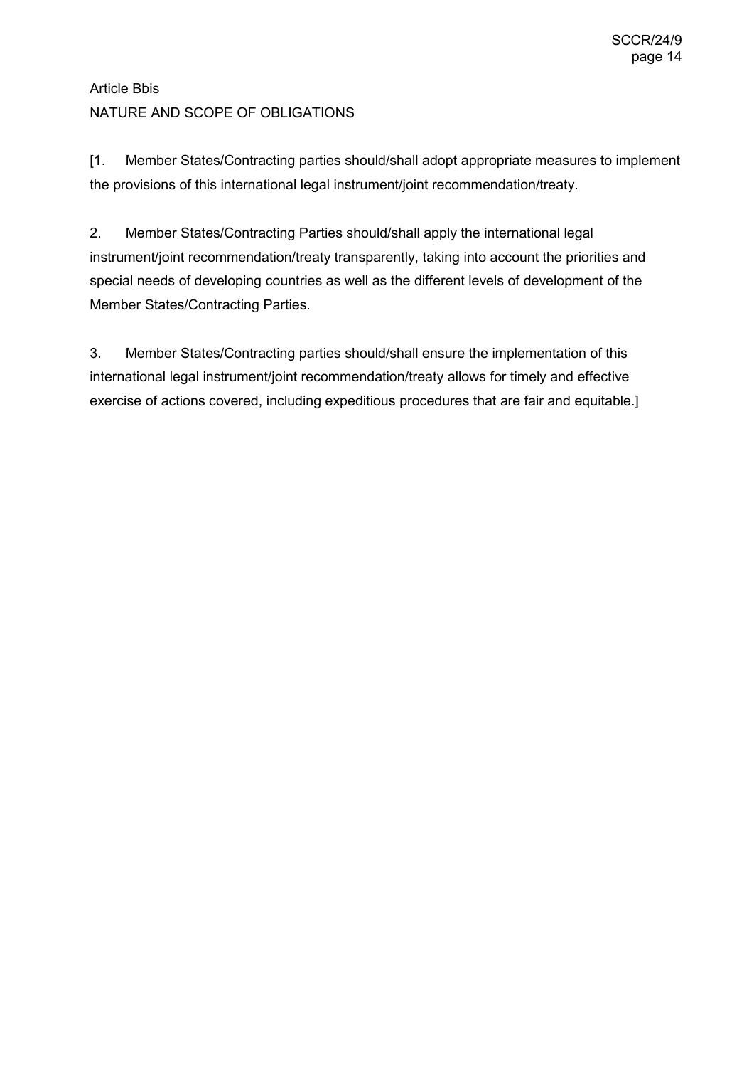Article Bbis
NATURE AND SCOPE OF OBLIGATIONS

[1. Member States/Contracting parties should/shall adopt appropriate measures to implement the provisions of this international legal instrument/joint recommendation/treaty.

2. Member States/Contracting Parties should/shall apply the international legal instrument/joint recommendation/treaty transparently, taking into account the priorities and special needs of developing countries as well as the different levels of development of the Member States/Contracting Parties.

3. Member States/Contracting parties should/shall ensure the implementation of this international legal instrument/joint recommendation/treaty allows for timely and effective exercise of actions covered, including expeditious procedures that are fair and equitable.]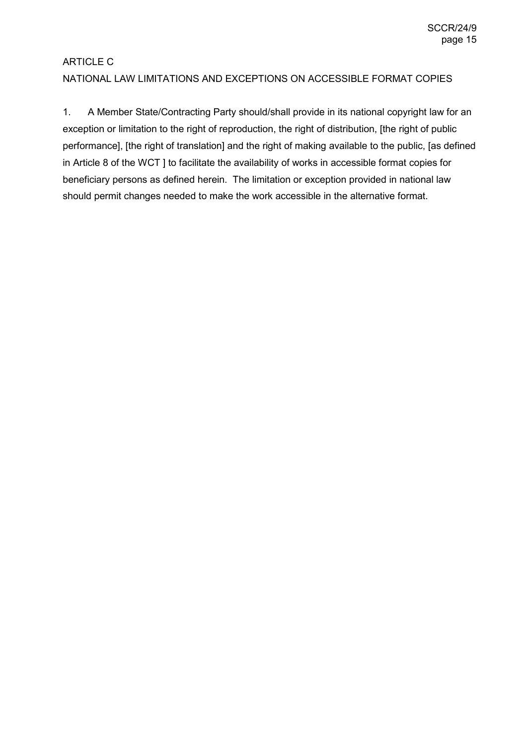## ARTICLE C
## NATIONAL LAW LIMITATIONS AND EXCEPTIONS ON ACCESSIBLE FORMAT COPIES

1. A Member State/Contracting Party should/shall provide in its national copyright law for an exception or limitation to the right of reproduction, the right of distribution, [the right of public performance], [the right of translation] and the right of making available to the public, [as defined in Article 8 of the WCT ] to facilitate the availability of works in accessible format copies for beneficiary persons as defined herein. The limitation or exception provided in national law should permit changes needed to make the work accessible in the alternative format.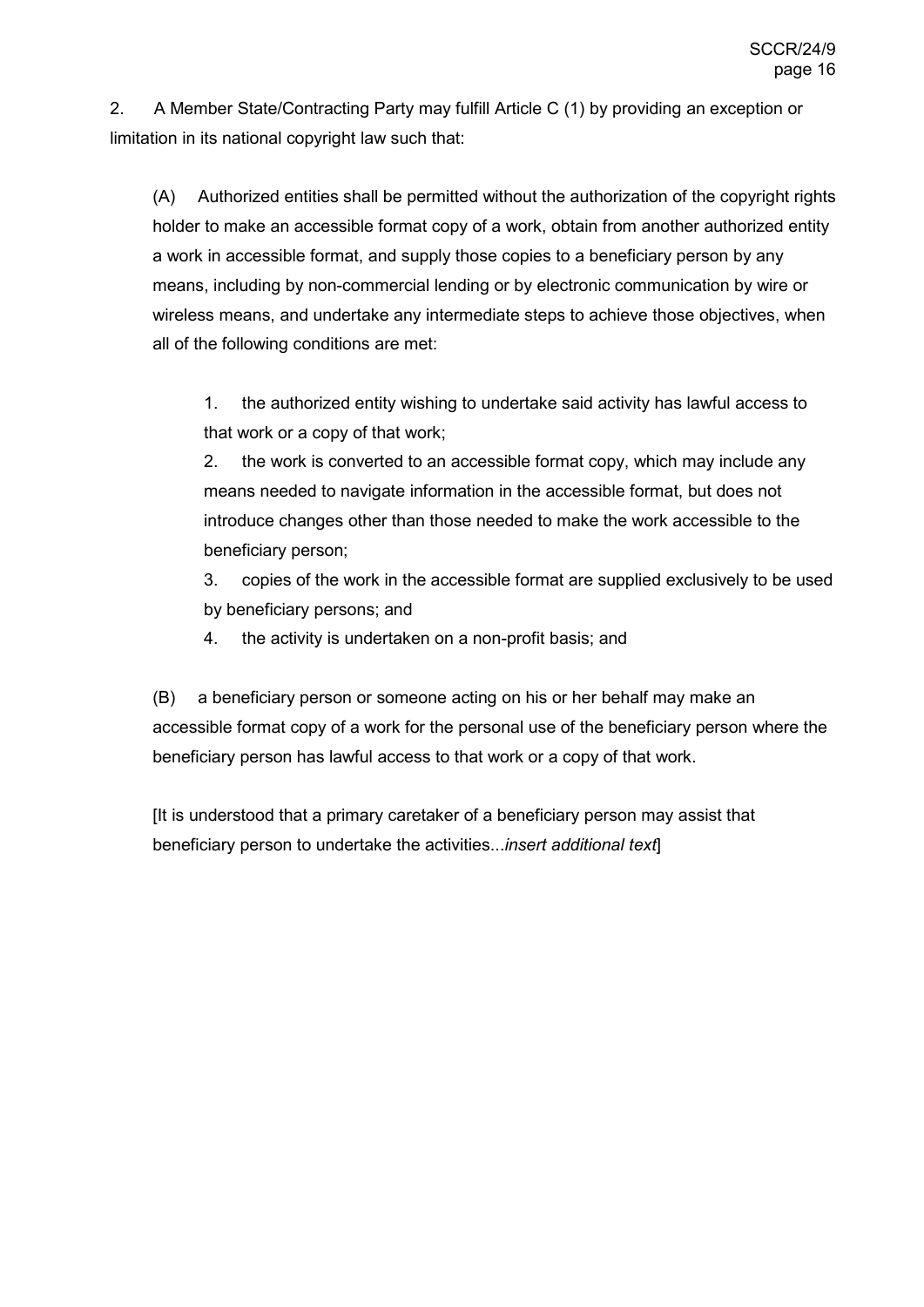2. A Member State/Contracting Party may fulfill Article C (1) by providing an exception or limitation in its national copyright law such that:

(A) Authorized entities shall be permitted without the authorization of the copyright rights holder to make an accessible format copy of a work, obtain from another authorized entity a work in accessible format, and supply those copies to a beneficiary person by any means, including by non-commercial lending or by electronic communication by wire or wireless means, and undertake any intermediate steps to achieve those objectives, when all of the following conditions are met:

1. the authorized entity wishing to undertake said activity has lawful access to that work or a copy of that work;
2. the work is converted to an accessible format copy, which may include any means needed to navigate information in the accessible format, but does not introduce changes other than those needed to make the work accessible to the beneficiary person;
3. copies of the work in the accessible format are supplied exclusively to be used by beneficiary persons; and
4. the activity is undertaken on a non-profit basis; and

(B) a beneficiary person or someone acting on his or her behalf may make an accessible format copy of a work for the personal use of the beneficiary person where the beneficiary person has lawful access to that work or a copy of that work.

[It is understood that a primary caretaker of a beneficiary person may assist that beneficiary person to undertake the activities...*insert additional text*]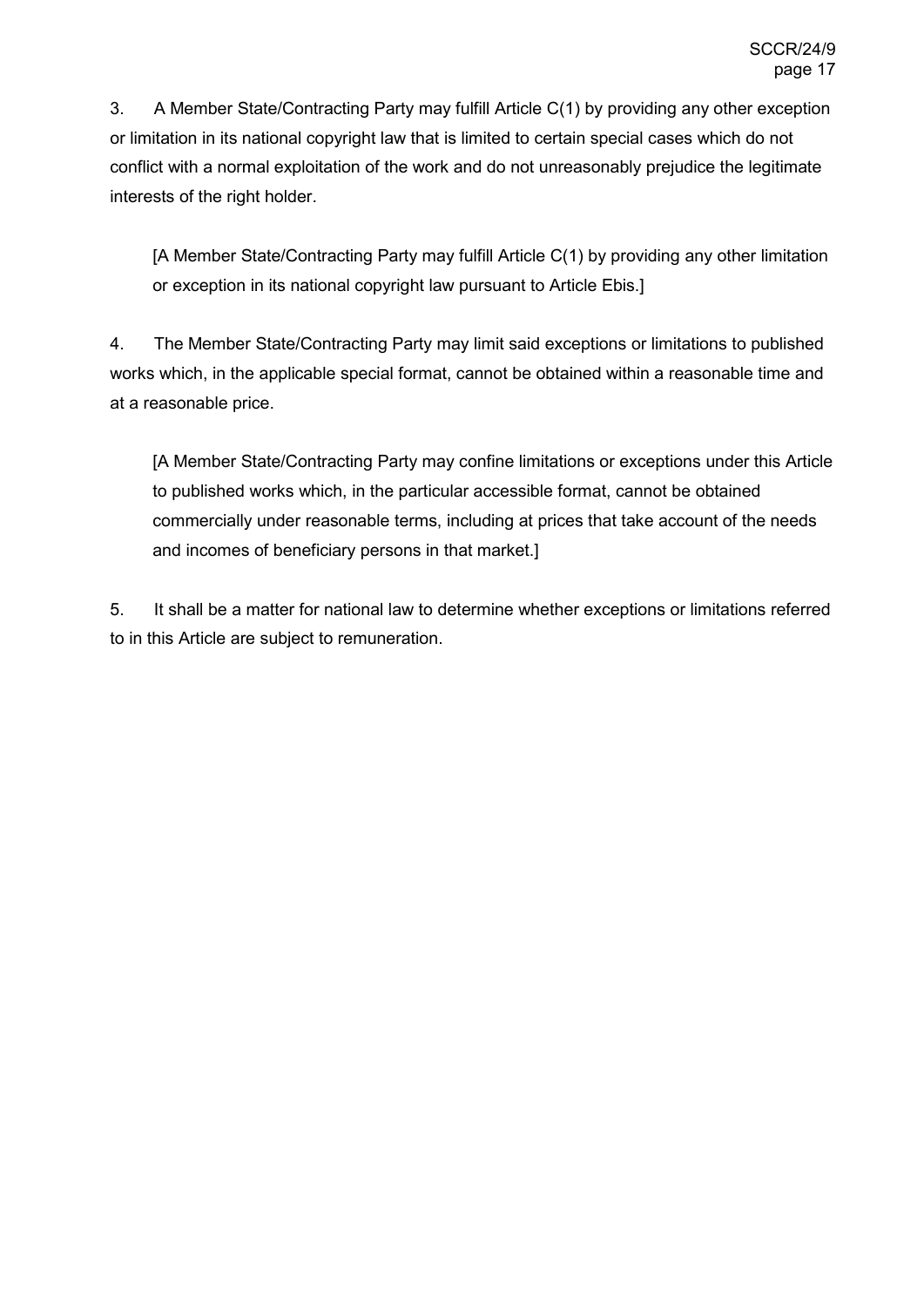3. A Member State/Contracting Party may fulfill Article C(1) by providing any other exception or limitation in its national copyright law that is limited to certain special cases which do not conflict with a normal exploitation of the work and do not unreasonably prejudice the legitimate interests of the right holder.

> [A Member State/Contracting Party may fulfill Article C(1) by providing any other limitation or exception in its national copyright law pursuant to Article Ebis.]

4. The Member State/Contracting Party may limit said exceptions or limitations to published works which, in the applicable special format, cannot be obtained within a reasonable time and at a reasonable price.

> [A Member State/Contracting Party may confine limitations or exceptions under this Article to published works which, in the particular accessible format, cannot be obtained commercially under reasonable terms, including at prices that take account of the needs and incomes of beneficiary persons in that market.]

5. It shall be a matter for national law to determine whether exceptions or limitations referred to in this Article are subject to remuneration.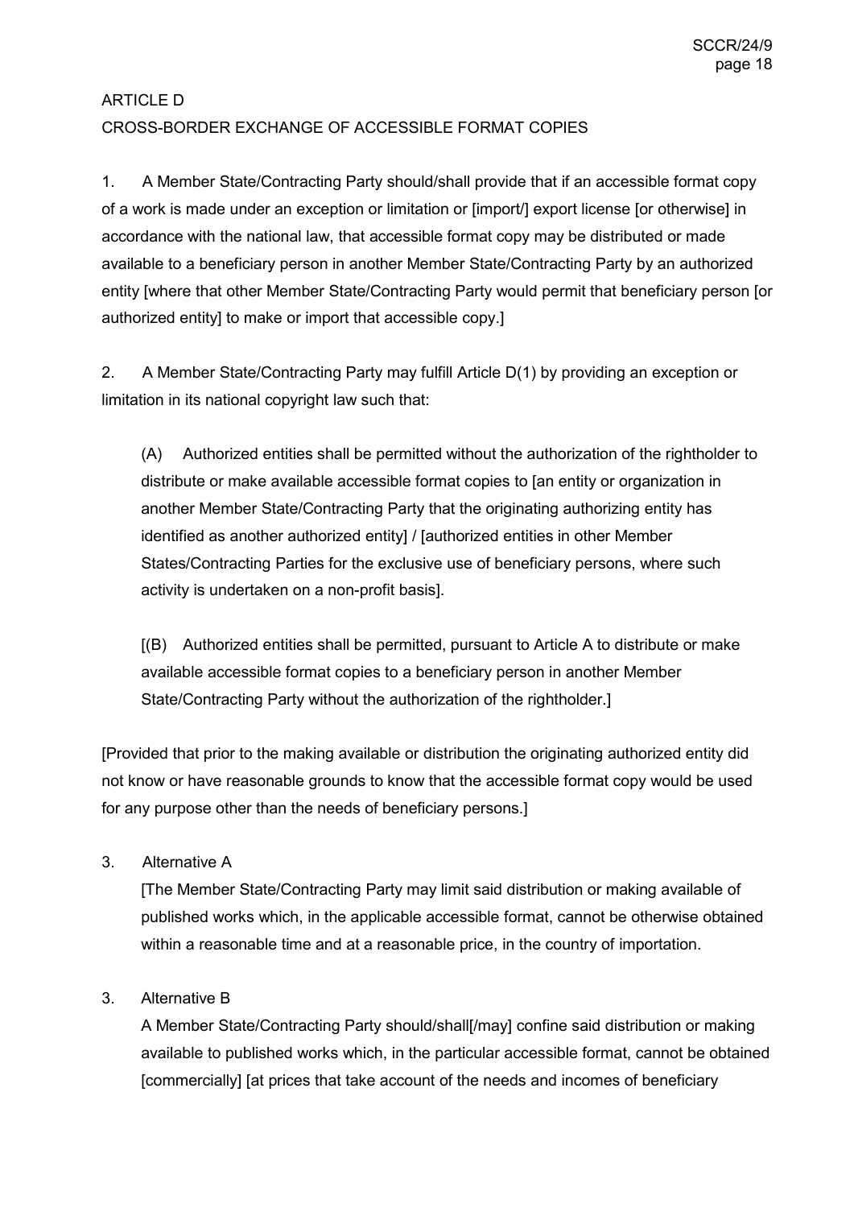ARTICLE D
CROSS-BORDER EXCHANGE OF ACCESSIBLE FORMAT COPIES

1. A Member State/Contracting Party should/shall provide that if an accessible format copy of a work is made under an exception or limitation or [import/] export license [or otherwise] in accordance with the national law, that accessible format copy may be distributed or made available to a beneficiary person in another Member State/Contracting Party by an authorized entity [where that other Member State/Contracting Party would permit that beneficiary person [or authorized entity] to make or import that accessible copy.]

2. A Member State/Contracting Party may fulfill Article D(1) by providing an exception or limitation in its national copyright law such that:

   (A) Authorized entities shall be permitted without the authorization of the rightholder to distribute or make available accessible format copies to [an entity or organization in another Member State/Contracting Party that the originating authorizing entity has identified as another authorized entity] / [authorized entities in other Member States/Contracting Parties for the exclusive use of beneficiary persons, where such activity is undertaken on a non-profit basis].

   [(B) Authorized entities shall be permitted, pursuant to Article A to distribute or make available accessible format copies to a beneficiary person in another Member State/Contracting Party without the authorization of the rightholder.]

[Provided that prior to the making available or distribution the originating authorized entity did not know or have reasonable grounds to know that the accessible format copy would be used for any purpose other than the needs of beneficiary persons.]

3. Alternative A

   [The Member State/Contracting Party may limit said distribution or making available of published works which, in the applicable accessible format, cannot be otherwise obtained within a reasonable time and at a reasonable price, in the country of importation.

3. Alternative B

   A Member State/Contracting Party should/shall[/may] confine said distribution or making available to published works which, in the particular accessible format, cannot be obtained [commercially] [at prices that take account of the needs and incomes of beneficiary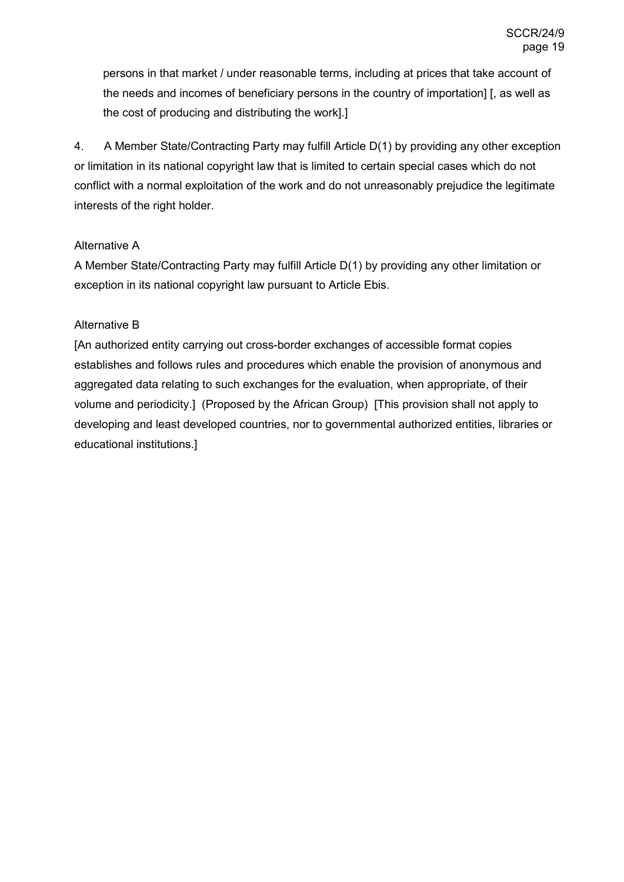persons in that market / under reasonable terms, including at prices that take account of the needs and incomes of beneficiary persons in the country of importation] [, as well as the cost of producing and distributing the work].]

4. A Member State/Contracting Party may fulfill Article D(1) by providing any other exception or limitation in its national copyright law that is limited to certain special cases which do not conflict with a normal exploitation of the work and do not unreasonably prejudice the legitimate interests of the right holder.

Alternative A

A Member State/Contracting Party may fulfill Article D(1) by providing any other limitation or exception in its national copyright law pursuant to Article Ebis.

Alternative B

[An authorized entity carrying out cross-border exchanges of accessible format copies establishes and follows rules and procedures which enable the provision of anonymous and aggregated data relating to such exchanges for the evaluation, when appropriate, of their volume and periodicity.] (Proposed by the African Group) [This provision shall not apply to developing and least developed countries, nor to governmental authorized entities, libraries or educational institutions.]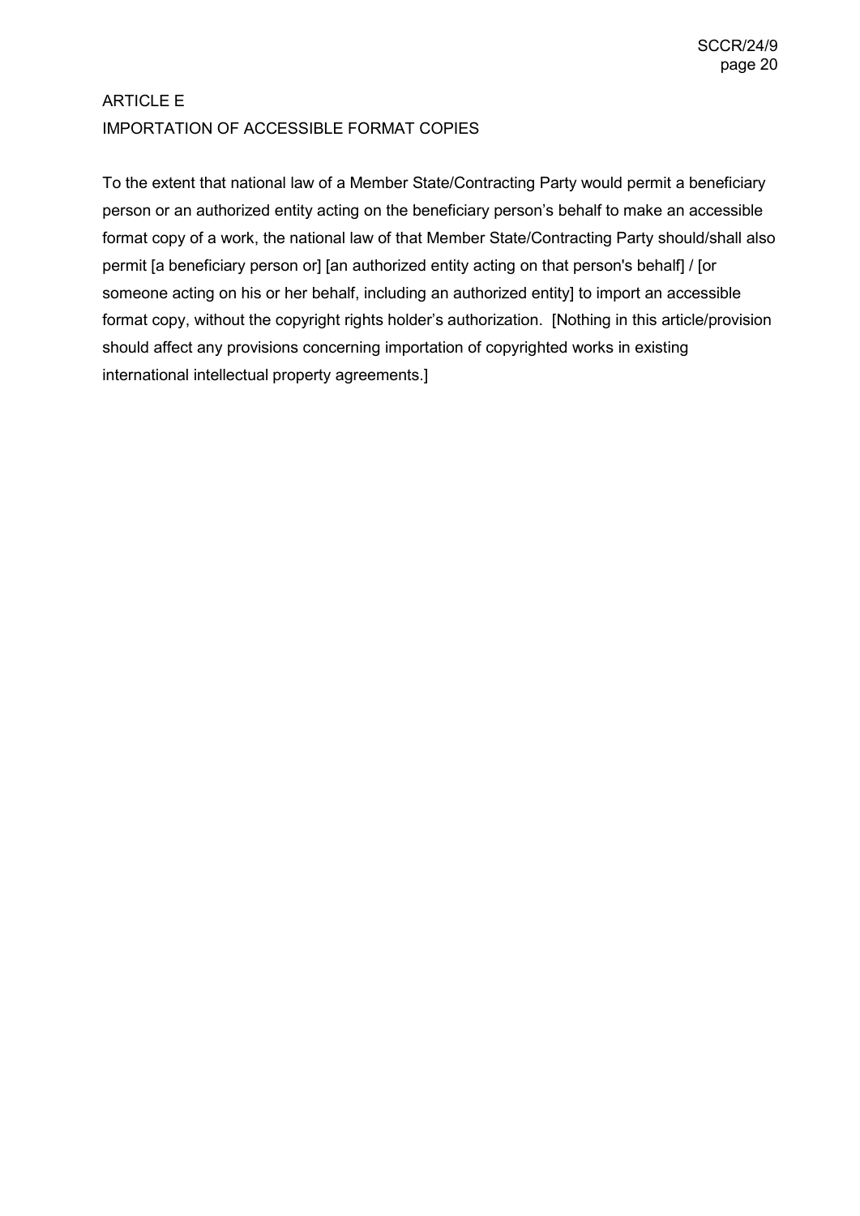## ARTICLE E
## IMPORTATION OF ACCESSIBLE FORMAT COPIES

To the extent that national law of a Member State/Contracting Party would permit a beneficiary person or an authorized entity acting on the beneficiary person's behalf to make an accessible format copy of a work, the national law of that Member State/Contracting Party should/shall also permit [a beneficiary person or] [an authorized entity acting on that person's behalf] / [or someone acting on his or her behalf, including an authorized entity] to import an accessible format copy, without the copyright rights holder's authorization. [Nothing in this article/provision should affect any provisions concerning importation of copyrighted works in existing international intellectual property agreements.]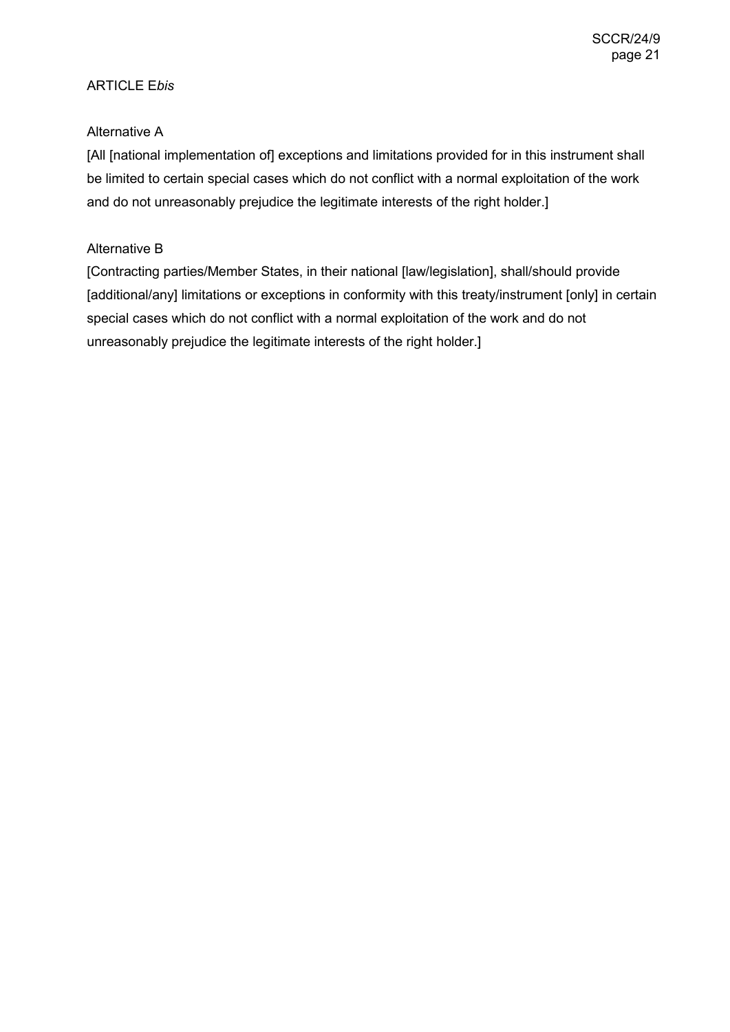ARTICLE E*bis*

Alternative A

[All [national implementation of] exceptions and limitations provided for in this instrument shall be limited to certain special cases which do not conflict with a normal exploitation of the work and do not unreasonably prejudice the legitimate interests of the right holder.]

Alternative B

[Contracting parties/Member States, in their national [law/legislation], shall/should provide [additional/any] limitations or exceptions in conformity with this treaty/instrument [only] in certain special cases which do not conflict with a normal exploitation of the work and do not unreasonably prejudice the legitimate interests of the right holder.]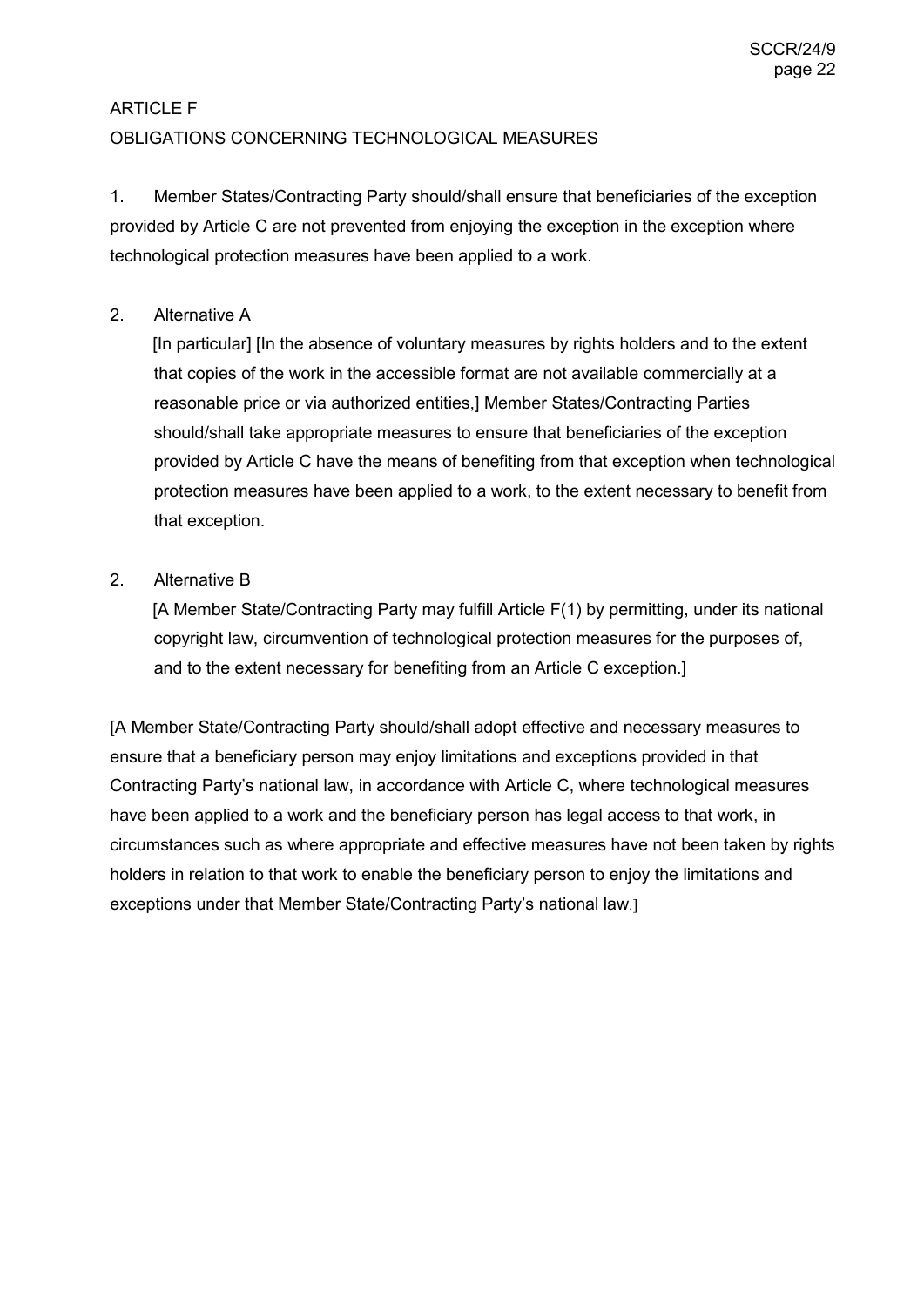ARTICLE F
OBLIGATIONS CONCERNING TECHNOLOGICAL MEASURES

1. Member States/Contracting Party should/shall ensure that beneficiaries of the exception provided by Article C are not prevented from enjoying the exception in the exception where technological protection measures have been applied to a work.

2. Alternative A

   [In particular] [In the absence of voluntary measures by rights holders and to the extent that copies of the work in the accessible format are not available commercially at a reasonable price or via authorized entities,] Member States/Contracting Parties should/shall take appropriate measures to ensure that beneficiaries of the exception provided by Article C have the means of benefiting from that exception when technological protection measures have been applied to a work, to the extent necessary to benefit from that exception.

2. Alternative B

   [A Member State/Contracting Party may fulfill Article F(1) by permitting, under its national copyright law, circumvention of technological protection measures for the purposes of, and to the extent necessary for benefiting from an Article C exception.]

[A Member State/Contracting Party should/shall adopt effective and necessary measures to ensure that a beneficiary person may enjoy limitations and exceptions provided in that Contracting Party's national law, in accordance with Article C, where technological measures have been applied to a work and the beneficiary person has legal access to that work, in circumstances such as where appropriate and effective measures have not been taken by rights holders in relation to that work to enable the beneficiary person to enjoy the limitations and exceptions under that Member State/Contracting Party's national law.]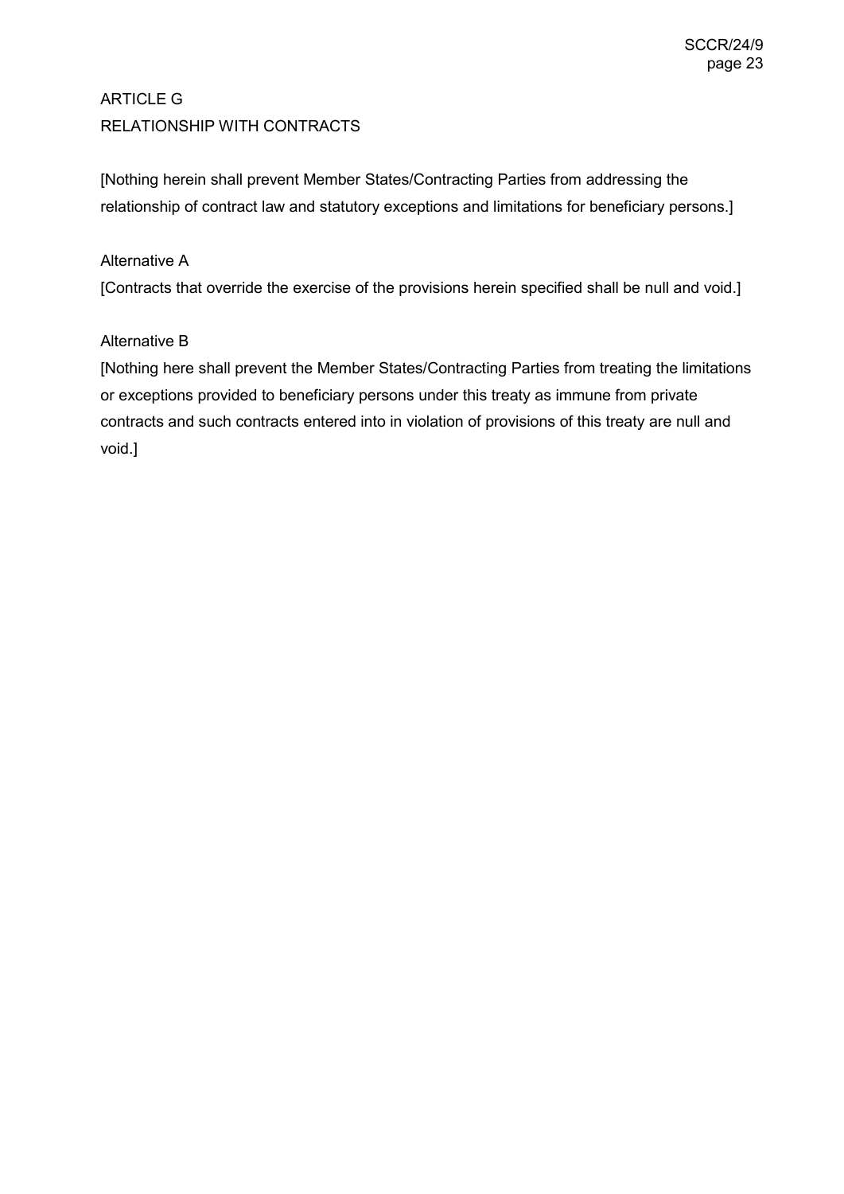## ARTICLE G
## RELATIONSHIP WITH CONTRACTS

[Nothing herein shall prevent Member States/Contracting Parties from addressing the relationship of contract law and statutory exceptions and limitations for beneficiary persons.]

Alternative A

[Contracts that override the exercise of the provisions herein specified shall be null and void.]

Alternative B

[Nothing here shall prevent the Member States/Contracting Parties from treating the limitations or exceptions provided to beneficiary persons under this treaty as immune from private contracts and such contracts entered into in violation of provisions of this treaty are null and void.]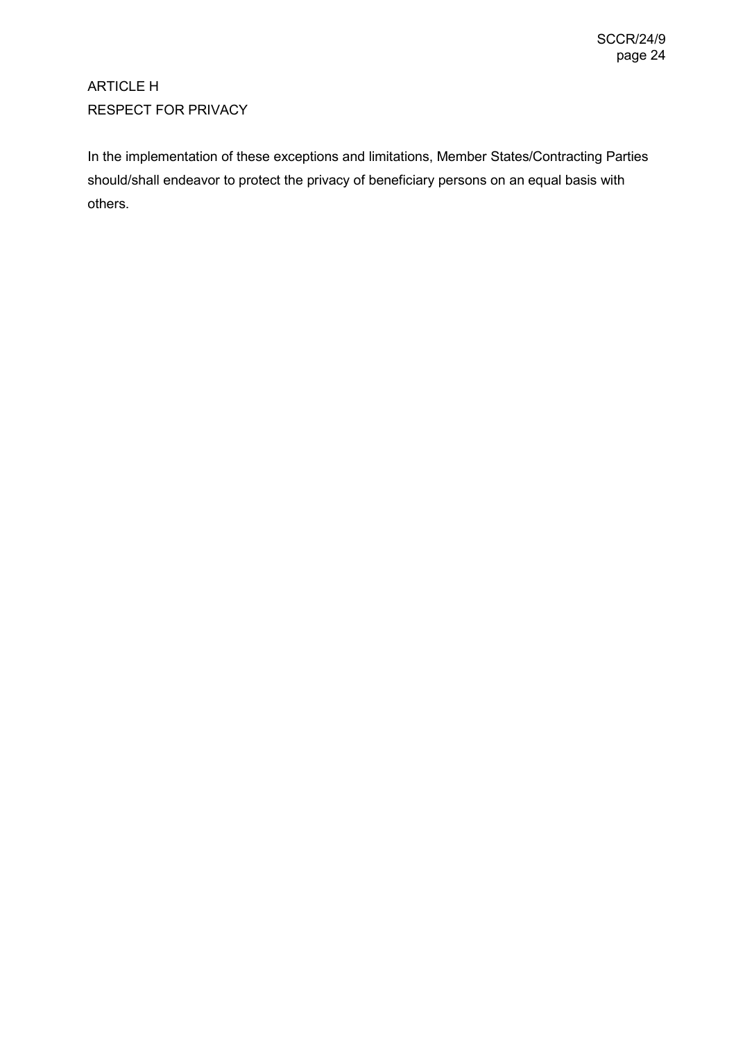## ARTICLE H
## RESPECT FOR PRIVACY

In the implementation of these exceptions and limitations, Member States/Contracting Parties should/shall endeavor to protect the privacy of beneficiary persons on an equal basis with others.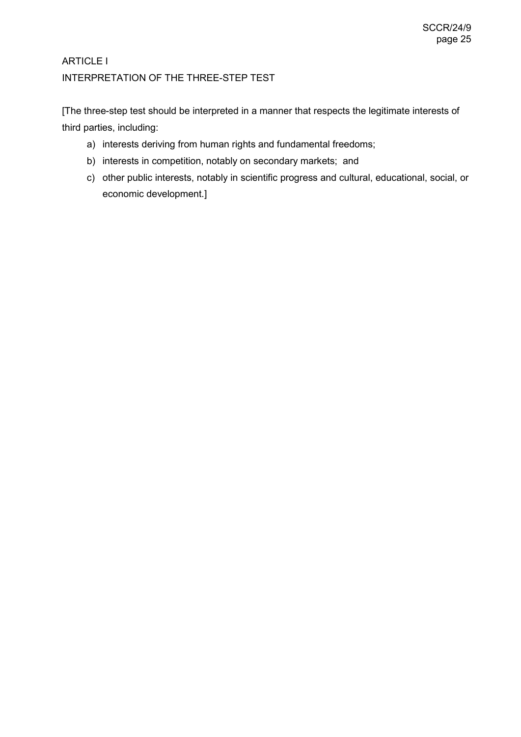## ARTICLE I
## INTERPRETATION OF THE THREE-STEP TEST

[The three-step test should be interpreted in a manner that respects the legitimate interests of third parties, including:

a) interests deriving from human rights and fundamental freedoms;
b) interests in competition, notably on secondary markets; and
c) other public interests, notably in scientific progress and cultural, educational, social, or economic development.]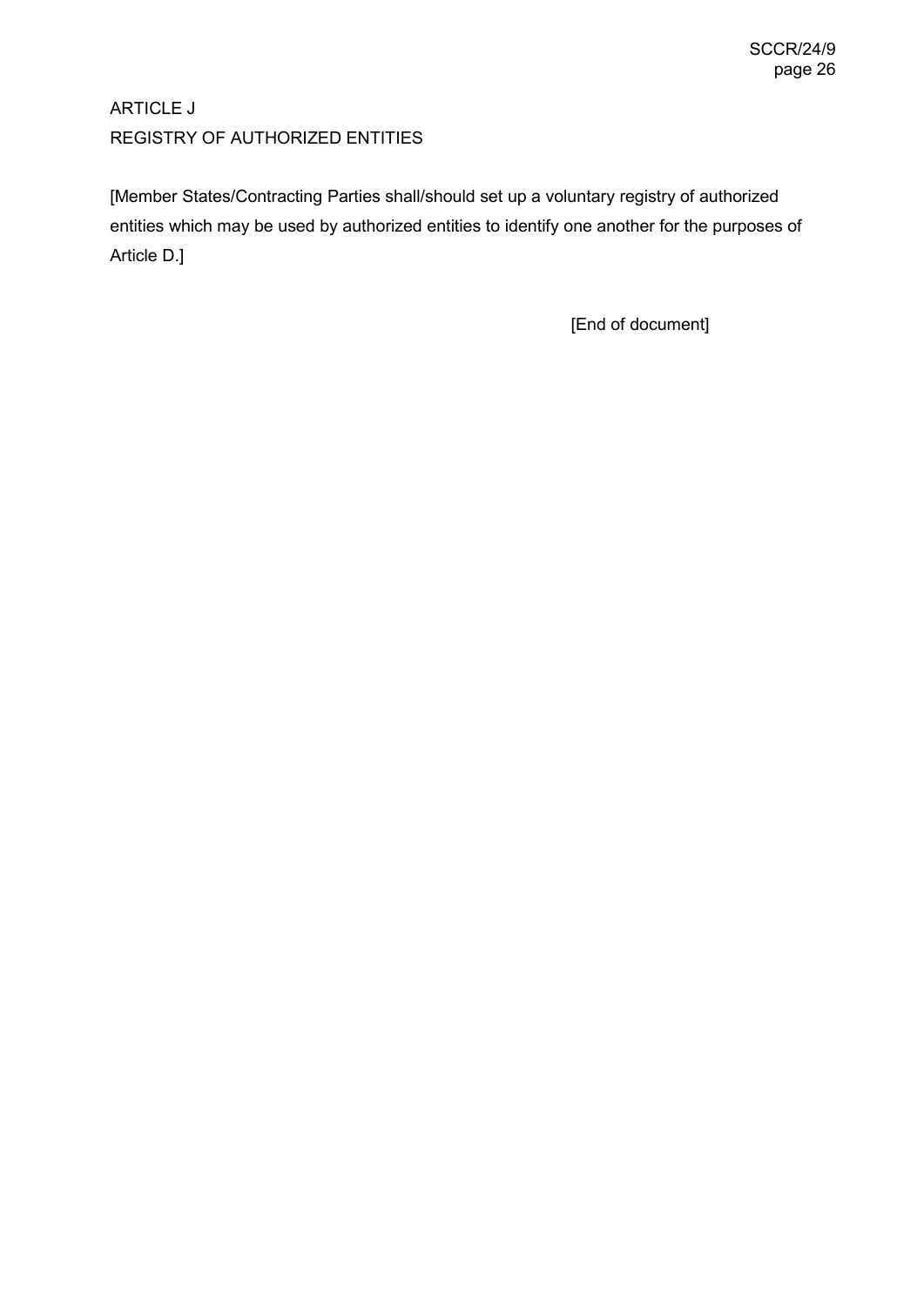ARTICLE J

REGISTRY OF AUTHORIZED ENTITIES

[Member States/Contracting Parties shall/should set up a voluntary registry of authorized entities which may be used by authorized entities to identify one another for the purposes of Article D.]

[End of document]